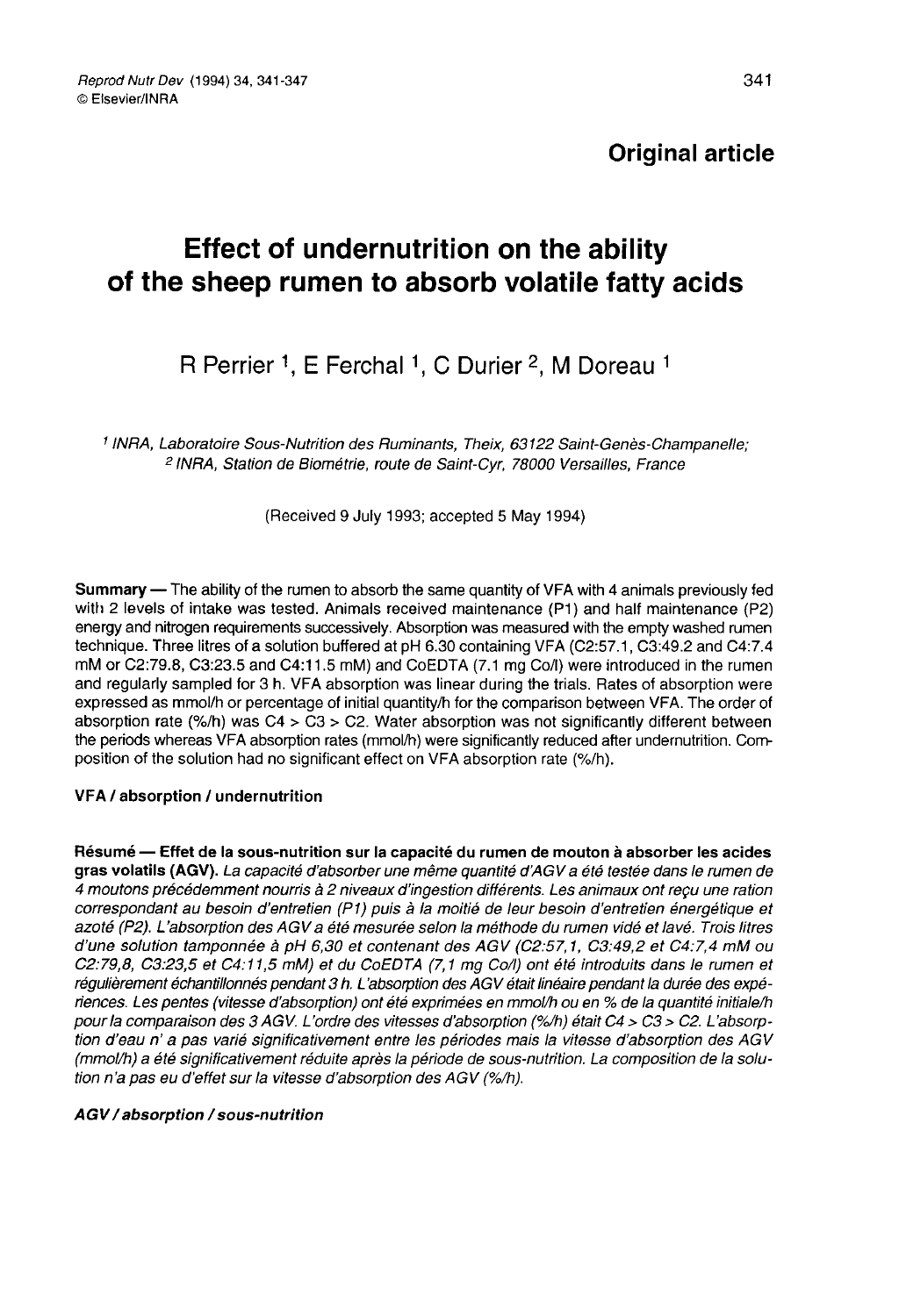**Original article**

# Effect of undernutrition on the ability of the sheep rumen to absorb volatile fatty acids

R Perrier [1], E Ferchal [1], C Durier [2], M Doreau [1]

[1] INRA, Laboratoire Sous-Nutrition des Ruminants, Theix, 63122 Saint-Genès-Champanelle;
[2] INRA, Station de Biométrie, route de Saint-Cyr, 78000 Versailles, France

(Received 9 July 1993; accepted 5 May 1994)

**Summary** — The ability of the rumen to absorb the same quantity of VFA with 4 animals previously fed with 2 levels of intake was tested. Animals received maintenance (P1) and half maintenance (P2) energy and nitrogen requirements successively. Absorption was measured with the empty washed rumen technique. Three litres of a solution buffered at pH 6.30 containing VFA (C2:57.1, C3:49.2 and C4:7.4 mM or C2:79.8, C3:23.5 and C4:11.5 mM) and CoEDTA (7.1 mg Co/l) were introduced in the rumen and regularly sampled for 3 h. VFA absorption was linear during the trials. Rates of absorption were expressed as mmol/h or percentage of initial quantity/h for the comparison between VFA. The order of absorption rate (%/h) was C4 > C3 > C2. Water absorption was not significantly different between the periods whereas VFA absorption rates (mmol/h) were significantly reduced after undernutrition. Composition of the solution had no significant effect on VFA absorption rate (%/h).

**VFA / absorption / undernutrition**

**Résumé — Effet de la sous-nutrition sur la capacité du rumen de mouton à absorber les acides gras volatils (AGV).** *La capacité d'absorber une même quantité d'AGV a été testée dans le rumen de 4 moutons précédemment nourris à 2 niveaux d'ingestion différents. Les animaux ont reçu une ration correspondant au besoin d'entretien (P1) puis à la moitié de leur besoin d'entretien énergétique et azoté (P2). L'absorption des AGV a été mesurée selon la méthode du rumen vidé et lavé. Trois litres d'une solution tamponnée à pH 6,30 et contenant des AGV (C2:57,1, C3:49,2 et C4:7,4 mM ou C2:79,8, C3:23,5 et C4:11,5 mM) et du CoEDTA (7,1 mg Co/l) ont été introduits dans le rumen et régulièrement échantillonnés pendant 3 h. L'absorption des AGV était linéaire pendant la durée des expériences. Les pentes (vitesse d'absorption) ont été exprimées en mmol/h ou en % de la quantité initiale/h pour la comparaison des 3 AGV. L'ordre des vitesses d'absorption (%/h) était C4 > C3 > C2. L'absorption d'eau n' a pas varié significativement entre les périodes mais la vitesse d'absorption des AGV (mmol/h) a été significativement réduite après la période de sous-nutrition. La composition de la solution n'a pas eu d'effet sur la vitesse d'absorption des AGV (%/h).*

***AGV / absorption / sous-nutrition***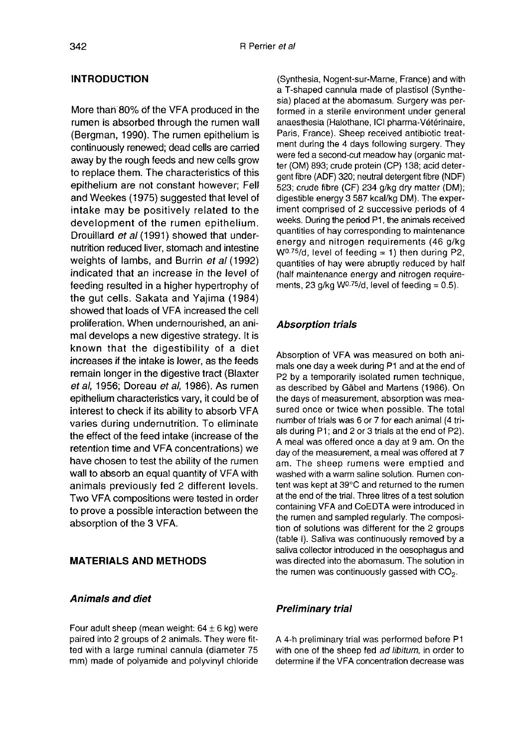## INTRODUCTION

More than 80% of the VFA produced in the rumen is absorbed through the rumen wall (Bergman, 1990). The rumen epithelium is continuously renewed; dead cells are carried away by the rough feeds and new cells grow to replace them. The characteristics of this epithelium are not constant however; Fell and Weekes (1975) suggested that level of intake may be positively related to the development of the rumen epithelium. Drouillard *et al* (1991) showed that undernutrition reduced liver, stomach and intestine weights of lambs, and Burrin *et al* (1992) indicated that an increase in the level of feeding resulted in a higher hypertrophy of the gut cells. Sakata and Yajima (1984) showed that loads of VFA increased the cell proliferation. When undernourished, an animal develops a new digestive strategy. It is known that the digestibility of a diet increases if the intake is lower, as the feeds remain longer in the digestive tract (Blaxter *et al*, 1956; Doreau *et al*, 1986). As rumen epithelium characteristics vary, it could be of interest to check if its ability to absorb VFA varies during undernutrition. To eliminate the effect of the feed intake (increase of the retention time and VFA concentrations) we have chosen to test the ability of the rumen wall to absorb an equal quantity of VFA with animals previously fed 2 different levels. Two VFA compositions were tested in order to prove a possible interaction between the absorption of the 3 VFA.

## MATERIALS AND METHODS

### *Animals and diet*

Four adult sheep (mean weight: $64 \pm 6$ kg) were paired into 2 groups of 2 animals. They were fitted with a large ruminal cannula (diameter 75 mm) made of polyamide and polyvinyl chloride (Synthesia, Nogent-sur-Marne, France) and with a T-shaped cannula made of plastisol (Synthesia) placed at the abomasum. Surgery was performed in a sterile environment under general anaesthesia (Halothane, ICI pharma-Vétérinaire, Paris, France). Sheep received antibiotic treatment during the 4 days following surgery. They were fed a second-cut meadow hay (organic matter (OM) 893; crude protein (CP) 138; acid detergent fibre (ADF) 320; neutral detergent fibre (NDF) 523; crude fibre (CF) 234 g/kg dry matter (DM); digestible energy 3 587 kcal/kg DM). The experiment comprised of 2 successive periods of 4 weeks. During the period P1, the animals received quantities of hay corresponding to maintenance energy and nitrogen requirements (46 g/kg $W^{0.75}$/d, level of feeding = 1) then during P2, quantities of hay were abruptly reduced by half (half maintenance energy and nitrogen requirements, 23 g/kg $W^{0.75}$/d, level of feeding = 0.5).

### *Absorption trials*

Absorption of VFA was measured on both animals one day a week during P1 and at the end of P2 by a temporarily isolated rumen technique, as described by Gäbel and Martens (1986). On the days of measurement, absorption was measured once or twice when possible. The total number of trials was 6 or 7 for each animal (4 trials during P1; and 2 or 3 trials at the end of P2). A meal was offered once a day at 9 am. On the day of the measurement, a meal was offered at 7 am. The sheep rumens were emptied and washed with a warm saline solution. Rumen content was kept at 39°C and returned to the rumen at the end of the trial. Three litres of a test solution containing VFA and CoEDTA were introduced in the rumen and sampled regularly. The composition of solutions was different for the 2 groups (table I). Saliva was continuously removed by a saliva collector introduced in the oesophagus and was directed into the abomasum. The solution in the rumen was continuously gassed with $CO_2$.

### *Preliminary trial*

A 4-h preliminary trial was performed before P1 with one of the sheep fed *ad libitum*, in order to determine if the VFA concentration decrease was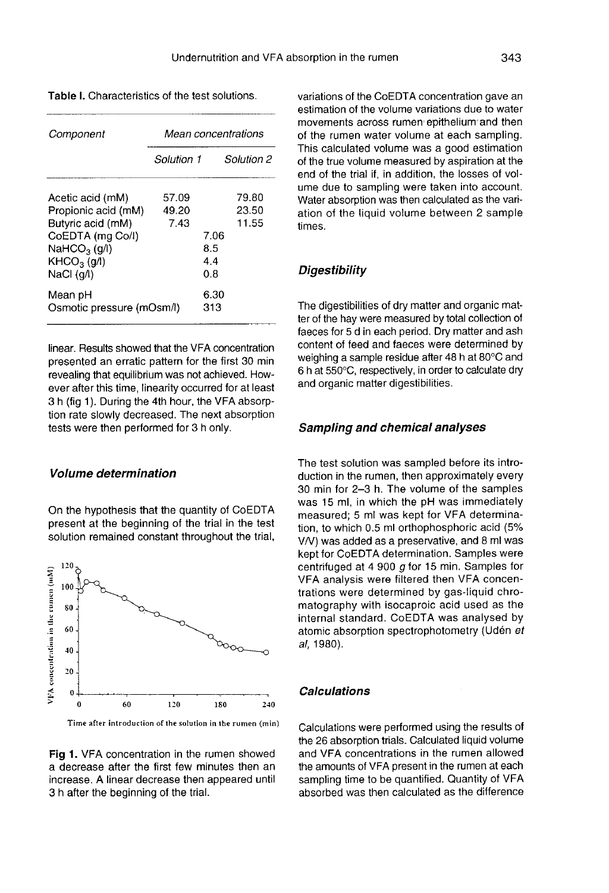**Table I.** Characteristics of the test solutions.

| *Component* | *Mean concentrations* | |
|---|---|---|
| | *Solution 1* | *Solution 2* |
| Acetic acid (mM) | 57.09 | 79.80 |
| Propionic acid (mM) | 49.20 | 23.50 |
| Butyric acid (mM) | 7.43 | 11.55 |
| CoEDTA (mg Co/l) | 7.06 | |
| $NaHCO_3$ (g/l) | 8.5 | |
| $KHCO_3$ (g/l) | 4.4 | |
| NaCl (g/l) | 0.8 | |
| Mean pH | 6.30 | |
| Osmotic pressure (mOsm/l) | 313 | |

linear. Results showed that the VFA concentration presented an erratic pattern for the first 30 min revealing that equilibrium was not achieved. However after this time, linearity occurred for at least 3 h (fig 1). During the 4th hour, the VFA absorption rate slowly decreased. The next absorption tests were then performed for 3 h only.

### Volume determination

On the hypothesis that the quantity of CoEDTA present at the beginning of the trial in the test solution remained constant throughout the trial, variations of the CoEDTA concentration gave an estimation of the volume variations due to water movements across rumen epithelium and then of the rumen water volume at each sampling. This calculated volume was a good estimation of the true volume measured by aspiration at the end of the trial if, in addition, the losses of volume due to sampling were taken into account. Water absorption was then calculated as the variation of the liquid volume between 2 sample times.

**Fig 1.** VFA concentration in the rumen showed a decrease after the first few minutes then an increase. A linear decrease then appeared until 3 h after the beginning of the trial.

### Digestibility

The digestibilities of dry matter and organic matter of the hay were measured by total collection of faeces for 5 d in each period. Dry matter and ash content of feed and faeces were determined by weighing a sample residue after 48 h at 80°C and 6 h at 550°C, respectively, in order to calculate dry and organic matter digestibilities.

### Sampling and chemical analyses

The test solution was sampled before its introduction in the rumen, then approximately every 30 min for 2–3 h. The volume of the samples was 15 ml, in which the pH was immediately measured; 5 ml was kept for VFA determination, to which 0.5 ml orthophosphoric acid (5% V/V) was added as a preservative, and 8 ml was kept for CoEDTA determination. Samples were centrifuged at 4 900 *g* for 15 min. Samples for VFA analysis were filtered then VFA concentrations were determined by gas-liquid chromatography with isocaproic acid used as the internal standard. CoEDTA was analysed by atomic absorption spectrophotometry (Udén *et al*, 1980).

### Calculations

Calculations were performed using the results of the 26 absorption trials. Calculated liquid volume and VFA concentrations in the rumen allowed the amounts of VFA present in the rumen at each sampling time to be quantified. Quantity of VFA absorbed was then calculated as the difference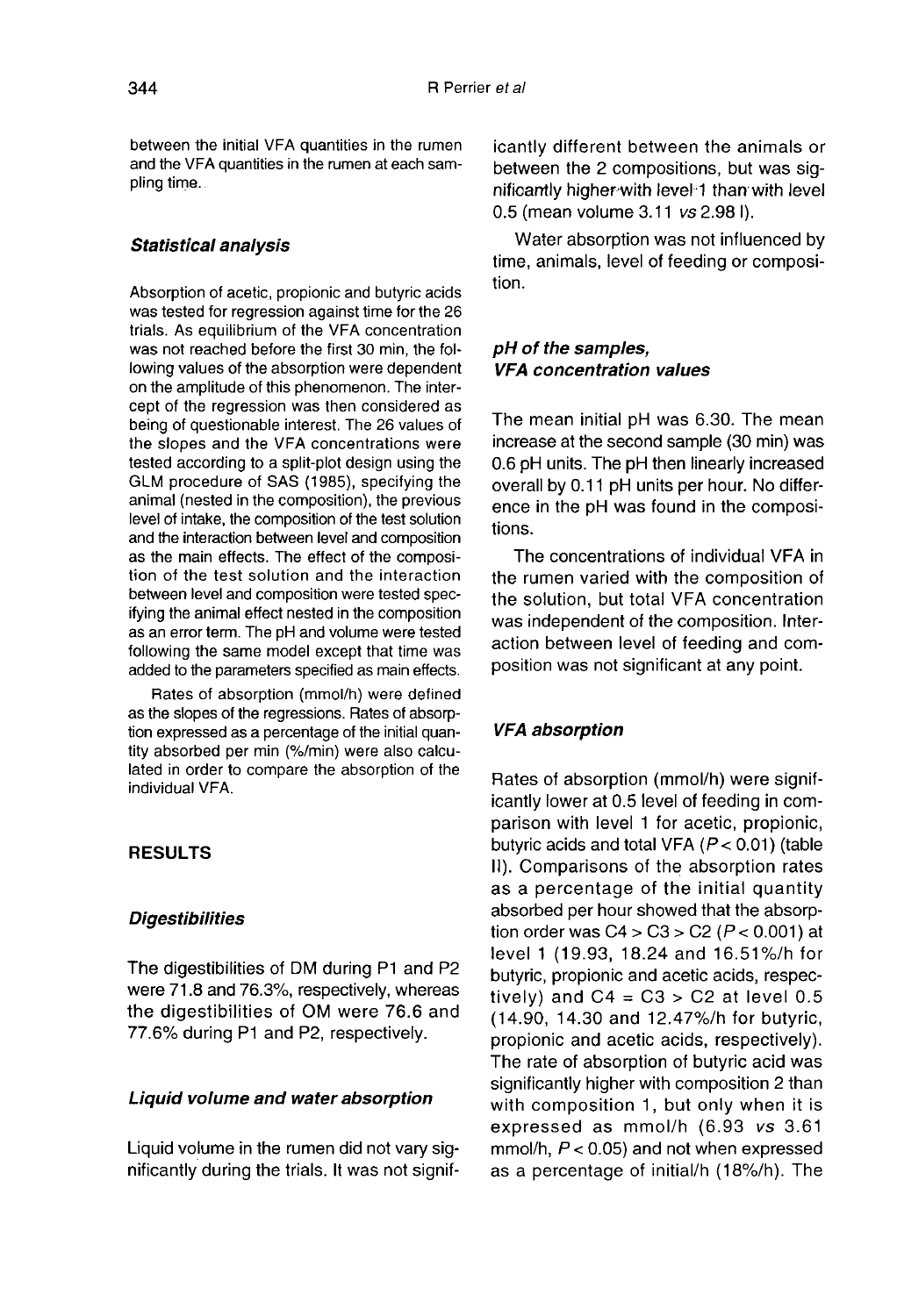between the initial VFA quantities in the rumen and the VFA quantities in the rumen at each sampling time.

### *Statistical analysis*

Absorption of acetic, propionic and butyric acids was tested for regression against time for the 26 trials. As equilibrium of the VFA concentration was not reached before the first 30 min, the following values of the absorption were dependent on the amplitude of this phenomenon. The intercept of the regression was then considered as being of questionable interest. The 26 values of the slopes and the VFA concentrations were tested according to a split-plot design using the GLM procedure of SAS (1985), specifying the animal (nested in the composition), the previous level of intake, the composition of the test solution and the interaction between level and composition as the main effects. The effect of the composition of the test solution and the interaction between level and composition were tested specifying the animal effect nested in the composition as an error term. The pH and volume were tested following the same model except that time was added to the parameters specified as main effects.

Rates of absorption (mmol/h) were defined as the slopes of the regressions. Rates of absorption expressed as a percentage of the initial quantity absorbed per min (%/min) were also calculated in order to compare the absorption of the individual VFA.

## RESULTS

### *Digestibilities*

The digestibilities of DM during P1 and P2 were 71.8 and 76.3%, respectively, whereas the digestibilities of OM were 76.6 and 77.6% during P1 and P2, respectively.

### *Liquid volume and water absorption*

Liquid volume in the rumen did not vary significantly during the trials. It was not significantly different between the animals or between the 2 compositions, but was significantly higher with level 1 than with level 0.5 (mean volume 3.11 *vs* 2.98 l).

Water absorption was not influenced by time, animals, level of feeding or composition.

### *pH of the samples, VFA concentration values*

The mean initial pH was 6.30. The mean increase at the second sample (30 min) was 0.6 pH units. The pH then linearly increased overall by 0.11 pH units per hour. No difference in the pH was found in the compositions.

The concentrations of individual VFA in the rumen varied with the composition of the solution, but total VFA concentration was independent of the composition. Interaction between level of feeding and composition was not significant at any point.

### *VFA absorption*

Rates of absorption (mmol/h) were significantly lower at 0.5 level of feeding in comparison with level 1 for acetic, propionic, butyric acids and total VFA ($P < 0.01$) (table II). Comparisons of the absorption rates as a percentage of the initial quantity absorbed per hour showed that the absorption order was C4 > C3 > C2 ($P < 0.001$) at level 1 (19.93, 18.24 and 16.51%/h for butyric, propionic and acetic acids, respectively) and C4 = C3 > C2 at level 0.5 (14.90, 14.30 and 12.47%/h for butyric, propionic and acetic acids, respectively). The rate of absorption of butyric acid was significantly higher with composition 2 than with composition 1, but only when it is expressed as mmol/h (6.93 *vs* 3.61 mmol/h, $P < 0.05$) and not when expressed as a percentage of initial/h (18%/h). The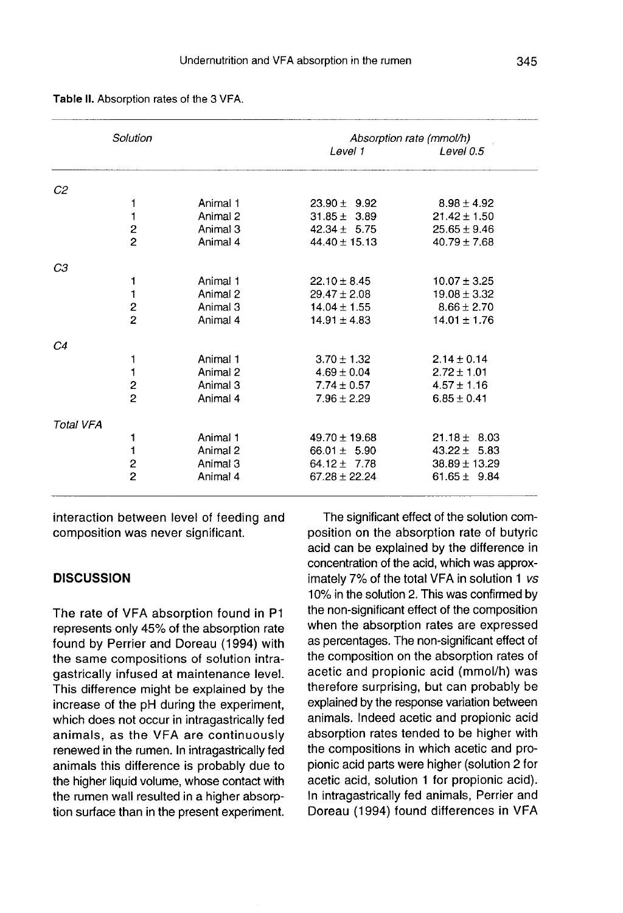**Table II.** Absorption rates of the 3 VFA.

| Solution | | | Absorption rate (mmol/h) | |
|---|---|---|---|---|
| | | | Level 1 | Level 0.5 |
| C2 | | | | |
| | 1 | Animal 1 | 23.90 ± 9.92 | 8.98 ± 4.92 |
| | 1 | Animal 2 | 31.85 ± 3.89 | 21.42 ± 1.50 |
| | 2 | Animal 3 | 42.34 ± 5.75 | 25.65 ± 9.46 |
| | 2 | Animal 4 | 44.40 ± 15.13 | 40.79 ± 7.68 |
| C3 | | | | |
| | 1 | Animal 1 | 22.10 ± 8.45 | 10.07 ± 3.25 |
| | 1 | Animal 2 | 29.47 ± 2.08 | 19.08 ± 3.32 |
| | 2 | Animal 3 | 14.04 ± 1.55 | 8.66 ± 2.70 |
| | 2 | Animal 4 | 14.91 ± 4.83 | 14.01 ± 1.76 |
| C4 | | | | |
| | 1 | Animal 1 | 3.70 ± 1.32 | 2.14 ± 0.14 |
| | 1 | Animal 2 | 4.69 ± 0.04 | 2.72 ± 1.01 |
| | 2 | Animal 3 | 7.74 ± 0.57 | 4.57 ± 1.16 |
| | 2 | Animal 4 | 7.96 ± 2.29 | 6.85 ± 0.41 |
| Total VFA | | | | |
| | 1 | Animal 1 | 49.70 ± 19.68 | 21.18 ± 8.03 |
| | 1 | Animal 2 | 66.01 ± 5.90 | 43.22 ± 5.83 |
| | 2 | Animal 3 | 64.12 ± 7.78 | 38.89 ± 13.29 |
| | 2 | Animal 4 | 67.28 ± 22.24 | 61.65 ± 9.84 |

interaction between level of feeding and composition was never significant.

## DISCUSSION

The rate of VFA absorption found in P1 represents only 45% of the absorption rate found by Perrier and Doreau (1994) with the same compositions of solution intragastrically infused at maintenance level. This difference might be explained by the increase of the pH during the experiment, which does not occur in intragastrically fed animals, as the VFA are continuously renewed in the rumen. In intragastrically fed animals this difference is probably due to the higher liquid volume, whose contact with the rumen wall resulted in a higher absorption surface than in the present experiment.

The significant effect of the solution composition on the absorption rate of butyric acid can be explained by the difference in concentration of the acid, which was approximately 7% of the total VFA in solution 1 *vs* 10% in the solution 2. This was confirmed by the non-significant effect of the composition when the absorption rates are expressed as percentages. The non-significant effect of the composition on the absorption rates of acetic and propionic acid (mmol/h) was therefore surprising, but can probably be explained by the response variation between animals. Indeed acetic and propionic acid absorption rates tended to be higher with the compositions in which acetic and propionic acid parts were higher (solution 2 for acetic acid, solution 1 for propionic acid). In intragastrically fed animals, Perrier and Doreau (1994) found differences in VFA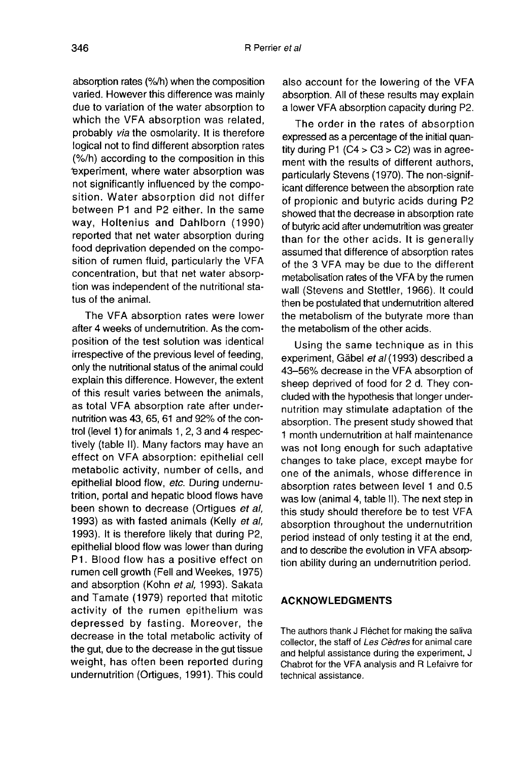absorption rates (%/h) when the composition varied. However this difference was mainly due to variation of the water absorption to which the VFA absorption was related, probably *via* the osmolarity. It is therefore logical not to find different absorption rates (%/h) according to the composition in this experiment, where water absorption was not significantly influenced by the composition. Water absorption did not differ between P1 and P2 either. In the same way, Holtenius and Dahlborn (1990) reported that net water absorption during food deprivation depended on the composition of rumen fluid, particularly the VFA concentration, but that net water absorption was independent of the nutritional status of the animal.

The VFA absorption rates were lower after 4 weeks of undernutrition. As the composition of the test solution was identical irrespective of the previous level of feeding, only the nutritional status of the animal could explain this difference. However, the extent of this result varies between the animals, as total VFA absorption rate after undernutrition was 43, 65, 61 and 92% of the control (level 1) for animals 1, 2, 3 and 4 respectively (table II). Many factors may have an effect on VFA absorption: epithelial cell metabolic activity, number of cells, and epithelial blood flow, *etc*. During undernutrition, portal and hepatic blood flows have been shown to decrease (Ortigues *et al*, 1993) as with fasted animals (Kelly *et al*, 1993). It is therefore likely that during P2, epithelial blood flow was lower than during P1. Blood flow has a positive effect on rumen cell growth (Fell and Weekes, 1975) and absorption (Kohn *et al*, 1993). Sakata and Tamate (1979) reported that mitotic activity of the rumen epithelium was depressed by fasting. Moreover, the decrease in the total metabolic activity of the gut, due to the decrease in the gut tissue weight, has often been reported during undernutrition (Ortigues, 1991). This could also account for the lowering of the VFA absorption. All of these results may explain a lower VFA absorption capacity during P2.

The order in the rates of absorption expressed as a percentage of the initial quantity during P1 (C4 > C3 > C2) was in agreement with the results of different authors, particularly Stevens (1970). The non-significant difference between the absorption rate of propionic and butyric acids during P2 showed that the decrease in absorption rate of butyric acid after undernutrition was greater than for the other acids. It is generally assumed that difference of absorption rates of the 3 VFA may be due to the different metabolisation rates of the VFA by the rumen wall (Stevens and Stettler, 1966). It could then be postulated that undernutrition altered the metabolism of the butyrate more than the metabolism of the other acids.

Using the same technique as in this experiment, Gäbel *et al* (1993) described a 43–56% decrease in the VFA absorption of sheep deprived of food for 2 d. They concluded with the hypothesis that longer undernutrition may stimulate adaptation of the absorption. The present study showed that 1 month undernutrition at half maintenance was not long enough for such adaptative changes to take place, except maybe for one of the animals, whose difference in absorption rates between level 1 and 0.5 was low (animal 4, table II). The next step in this study should therefore be to test VFA absorption throughout the undernutrition period instead of only testing it at the end, and to describe the evolution in VFA absorption ability during an undernutrition period.

## ACKNOWLEDGMENTS

The authors thank J Fléchet for making the saliva collector, the staff of *Les Cèdres* for animal care and helpful assistance during the experiment, J Chabrot for the VFA analysis and R Lefaivre for technical assistance.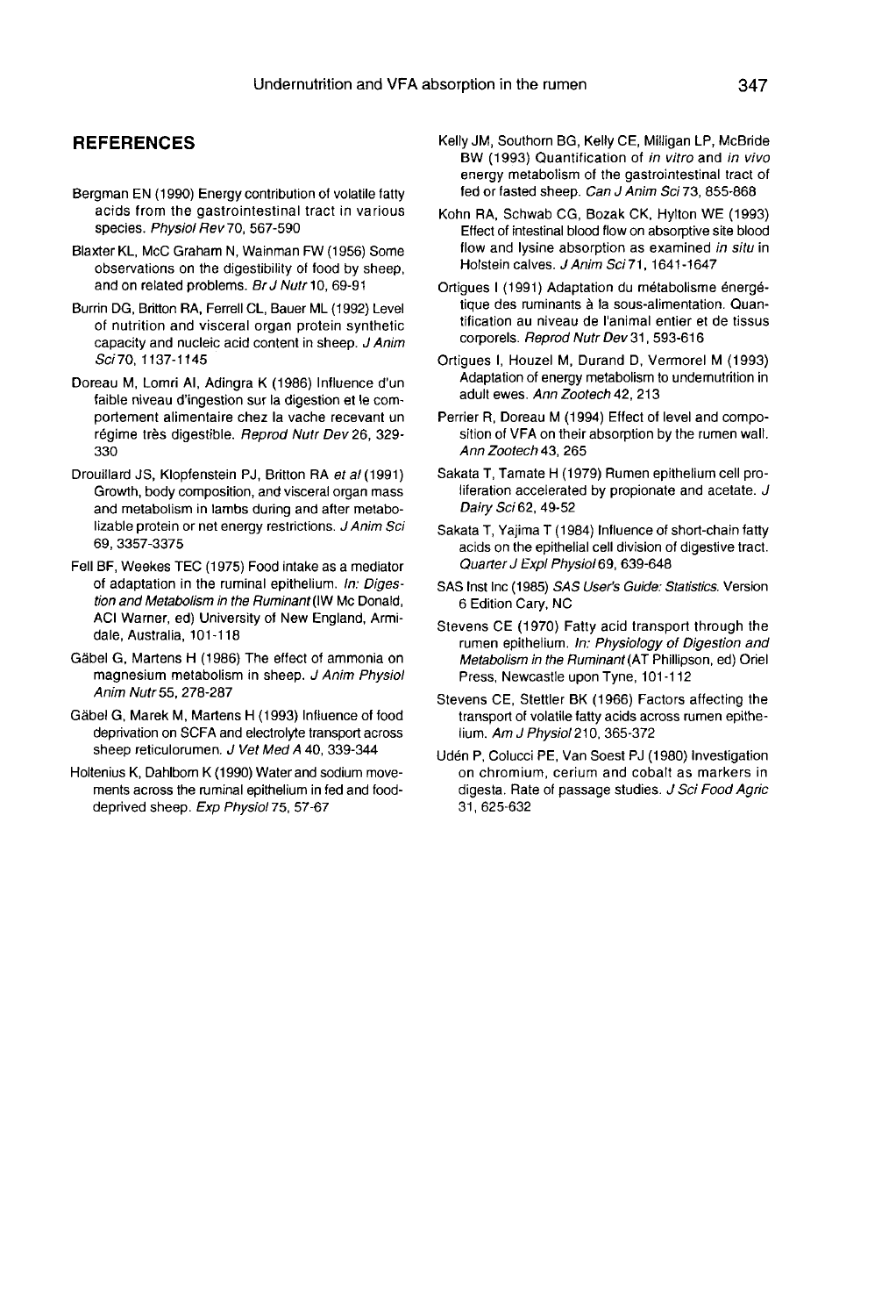## REFERENCES

Bergman EN (1990) Energy contribution of volatile fatty acids from the gastrointestinal tract in various species. *Physiol Rev* 70, 567-590

Blaxter KL, McC Graham N, Wainman FW (1956) Some observations on the digestibility of food by sheep, and on related problems. *Br J Nutr* 10, 69-91

Burrin DG, Britton RA, Ferrell CL, Bauer ML (1992) Level of nutrition and visceral organ protein synthetic capacity and nucleic acid content in sheep. *J Anim Sci* 70, 1137-1145

Doreau M, Lomri AI, Adingra K (1986) Influence d'un faible niveau d'ingestion sur la digestion et le comportement alimentaire chez la vache recevant un régime très digestible. *Reprod Nutr Dev* 26, 329-330

Drouillard JS, Klopfenstein PJ, Britton RA *et al* (1991) Growth, body composition, and visceral organ mass and metabolism in lambs during and after metabolizable protein or net energy restrictions. *J Anim Sci* 69, 3357-3375

Fell BF, Weekes TEC (1975) Food intake as a mediator of adaptation in the ruminal epithelium. *In: Digestion and Metabolism in the Ruminant* (IW Mc Donald, ACI Warner, ed) University of New England, Armidale, Australia, 101-118

Gäbel G, Martens H (1986) The effect of ammonia on magnesium metabolism in sheep. *J Anim Physiol Anim Nutr* 55, 278-287

Gäbel G, Marek M, Martens H (1993) Influence of food deprivation on SCFA and electrolyte transport across sheep reticulorumen. *J Vet Med A* 40, 339-344

Holtenius K, Dahlborn K (1990) Water and sodium movements across the ruminal epithelium in fed and food-deprived sheep. *Exp Physiol* 75, 57-67

Kelly JM, Southorn BG, Kelly CE, Milligan LP, McBride BW (1993) Quantification of *in vitro* and *in vivo* energy metabolism of the gastrointestinal tract of fed or fasted sheep. *Can J Anim Sci* 73, 855-868

Kohn RA, Schwab CG, Bozak CK, Hylton WE (1993) Effect of intestinal blood flow on absorptive site blood flow and lysine absorption as examined *in situ* in Holstein calves. *J Anim Sci* 71, 1641-1647

Ortigues I (1991) Adaptation du métabolisme énergétique des ruminants à la sous-alimentation. Quantification au niveau de l'animal entier et de tissus corporels. *Reprod Nutr Dev* 31, 593-616

Ortigues I, Houzel M, Durand D, Vermorel M (1993) Adaptation of energy metabolism to undernutrition in adult ewes. *Ann Zootech* 42, 213

Perrier R, Doreau M (1994) Effect of level and composition of VFA on their absorption by the rumen wall. *Ann Zootech* 43, 265

Sakata T, Tamate H (1979) Rumen epithelium cell proliferation accelerated by propionate and acetate. *J Dairy Sci* 62, 49-52

Sakata T, Yajima T (1984) Influence of short-chain fatty acids on the epithelial cell division of digestive tract. *Quarter J Expl Physiol* 69, 639-648

SAS Inst Inc (1985) *SAS User's Guide: Statistics*. Version 6 Edition Cary, NC

Stevens CE (1970) Fatty acid transport through the rumen epithelium. *In: Physiology of Digestion and Metabolism in the Ruminant* (AT Phillipson, ed) Oriel Press, Newcastle upon Tyne, 101-112

Stevens CE, Stettler BK (1966) Factors affecting the transport of volatile fatty acids across rumen epithelium. *Am J Physiol* 210, 365-372

Udén P, Colucci PE, Van Soest PJ (1980) Investigation on chromium, cerium and cobalt as markers in digesta. Rate of passage studies. *J Sci Food Agric* 31, 625-632